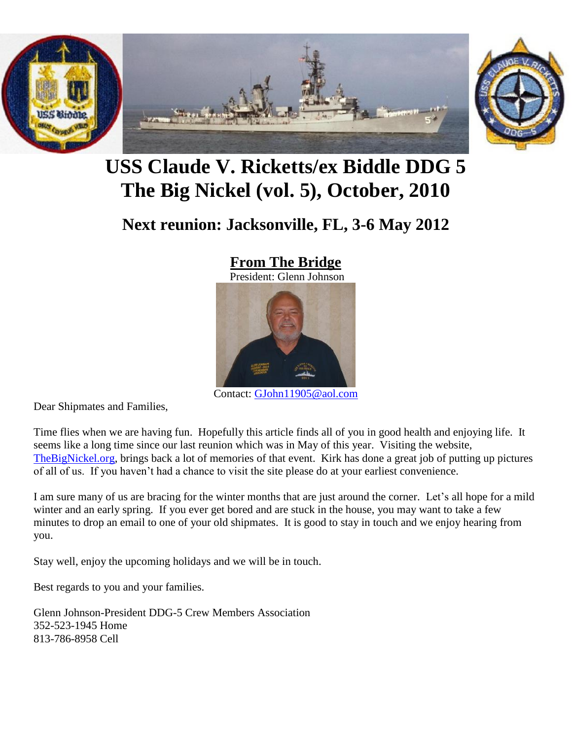# USS Claude V. Ricketts/ex Biddle DDG 5
# The Big Nickel (vol. 5), October, 2010

## Next reunion: Jacksonville, FL, 3-6 May 2012

### From The Bridge

President: Glenn Johnson

Contact: GJohn11905@aol.com

Dear Shipmates and Families,

Time flies when we are having fun. Hopefully this article finds all of you in good health and enjoying life. It seems like a long time since our last reunion which was in May of this year. Visiting the website, TheBigNickel.org, brings back a lot of memories of that event. Kirk has done a great job of putting up pictures of all of us. If you haven't had a chance to visit the site please do at your earliest convenience.

I am sure many of us are bracing for the winter months that are just around the corner. Let's all hope for a mild winter and an early spring. If you ever get bored and are stuck in the house, you may want to take a few minutes to drop an email to one of your old shipmates. It is good to stay in touch and we enjoy hearing from you.

Stay well, enjoy the upcoming holidays and we will be in touch.

Best regards to you and your families.

Glenn Johnson-President DDG-5 Crew Members Association
352-523-1945 Home
813-786-8958 Cell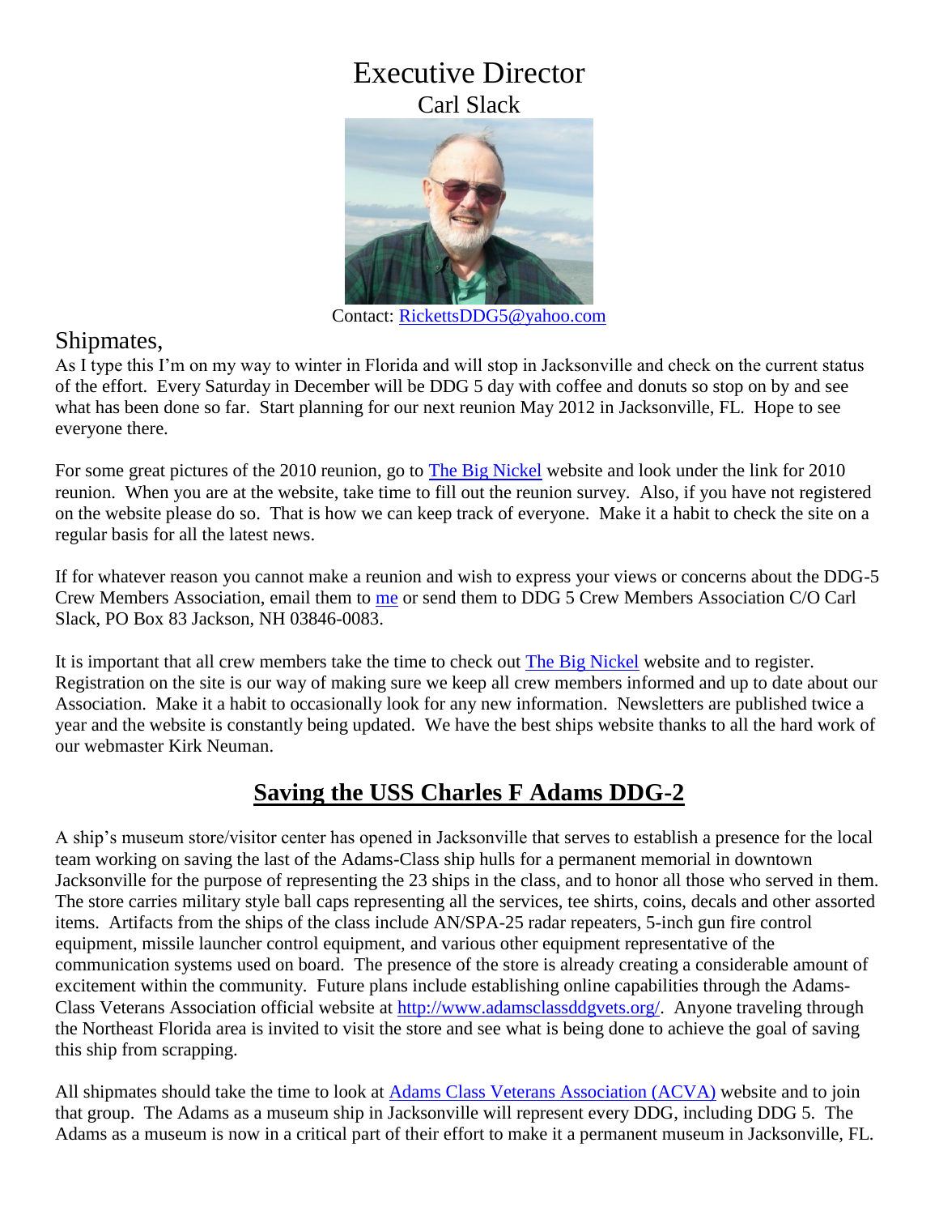# Executive Director

Carl Slack

Contact: RickettsDDG5@yahoo.com

## Shipmates,

As I type this I'm on my way to winter in Florida and will stop in Jacksonville and check on the current status of the effort. Every Saturday in December will be DDG 5 day with coffee and donuts so stop on by and see what has been done so far. Start planning for our next reunion May 2012 in Jacksonville, FL. Hope to see everyone there.

For some great pictures of the 2010 reunion, go to The Big Nickel website and look under the link for 2010 reunion. When you are at the website, take time to fill out the reunion survey. Also, if you have not registered on the website please do so. That is how we can keep track of everyone. Make it a habit to check the site on a regular basis for all the latest news.

If for whatever reason you cannot make a reunion and wish to express your views or concerns about the DDG-5 Crew Members Association, email them to me or send them to DDG 5 Crew Members Association C/O Carl Slack, PO Box 83 Jackson, NH 03846-0083.

It is important that all crew members take the time to check out The Big Nickel website and to register. Registration on the site is our way of making sure we keep all crew members informed and up to date about our Association. Make it a habit to occasionally look for any new information. Newsletters are published twice a year and the website is constantly being updated. We have the best ships website thanks to all the hard work of our webmaster Kirk Neuman.

## Saving the USS Charles F Adams DDG-2

A ship's museum store/visitor center has opened in Jacksonville that serves to establish a presence for the local team working on saving the last of the Adams-Class ship hulls for a permanent memorial in downtown Jacksonville for the purpose of representing the 23 ships in the class, and to honor all those who served in them. The store carries military style ball caps representing all the services, tee shirts, coins, decals and other assorted items. Artifacts from the ships of the class include AN/SPA-25 radar repeaters, 5-inch gun fire control equipment, missile launcher control equipment, and various other equipment representative of the communication systems used on board. The presence of the store is already creating a considerable amount of excitement within the community. Future plans include establishing online capabilities through the Adams-Class Veterans Association official website at http://www.adamsclassddgvets.org/. Anyone traveling through the Northeast Florida area is invited to visit the store and see what is being done to achieve the goal of saving this ship from scrapping.

All shipmates should take the time to look at Adams Class Veterans Association (ACVA) website and to join that group. The Adams as a museum ship in Jacksonville will represent every DDG, including DDG 5. The Adams as a museum is now in a critical part of their effort to make it a permanent museum in Jacksonville, FL.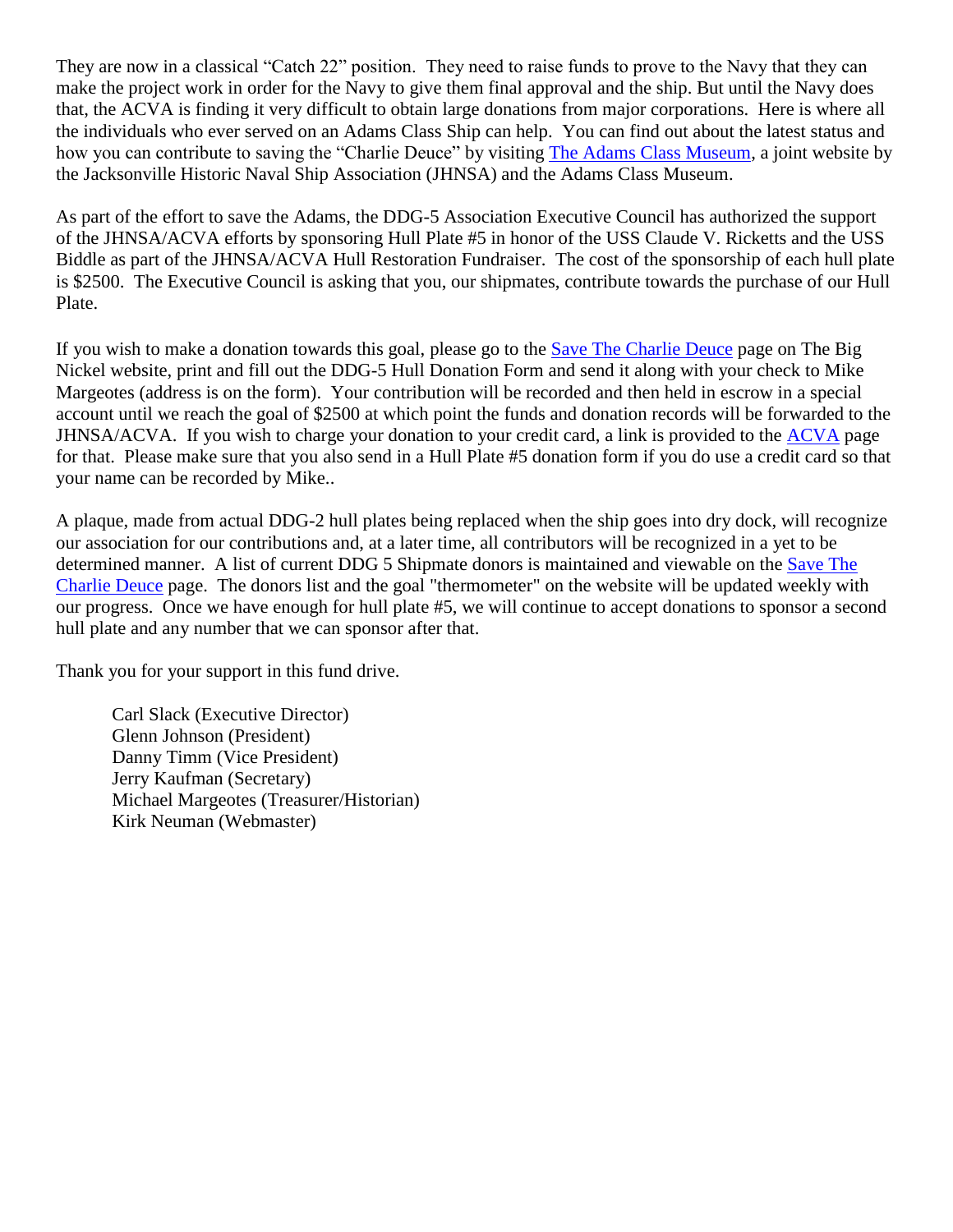They are now in a classical "Catch 22" position. They need to raise funds to prove to the Navy that they can make the project work in order for the Navy to give them final approval and the ship. But until the Navy does that, the ACVA is finding it very difficult to obtain large donations from major corporations. Here is where all the individuals who ever served on an Adams Class Ship can help. You can find out about the latest status and how you can contribute to saving the "Charlie Deuce" by visiting The Adams Class Museum, a joint website by the Jacksonville Historic Naval Ship Association (JHNSA) and the Adams Class Museum.

As part of the effort to save the Adams, the DDG-5 Association Executive Council has authorized the support of the JHNSA/ACVA efforts by sponsoring Hull Plate #5 in honor of the USS Claude V. Ricketts and the USS Biddle as part of the JHNSA/ACVA Hull Restoration Fundraiser. The cost of the sponsorship of each hull plate is $2500. The Executive Council is asking that you, our shipmates, contribute towards the purchase of our Hull Plate.

If you wish to make a donation towards this goal, please go to the Save The Charlie Deuce page on The Big Nickel website, print and fill out the DDG-5 Hull Donation Form and send it along with your check to Mike Margeotes (address is on the form). Your contribution will be recorded and then held in escrow in a special account until we reach the goal of $2500 at which point the funds and donation records will be forwarded to the JHNSA/ACVA. If you wish to charge your donation to your credit card, a link is provided to the ACVA page for that. Please make sure that you also send in a Hull Plate #5 donation form if you do use a credit card so that your name can be recorded by Mike..

A plaque, made from actual DDG-2 hull plates being replaced when the ship goes into dry dock, will recognize our association for our contributions and, at a later time, all contributors will be recognized in a yet to be determined manner. A list of current DDG 5 Shipmate donors is maintained and viewable on the Save The Charlie Deuce page. The donors list and the goal "thermometer" on the website will be updated weekly with our progress. Once we have enough for hull plate #5, we will continue to accept donations to sponsor a second hull plate and any number that we can sponsor after that.

Thank you for your support in this fund drive.

Carl Slack (Executive Director)
Glenn Johnson (President)
Danny Timm (Vice President)
Jerry Kaufman (Secretary)
Michael Margeotes (Treasurer/Historian)
Kirk Neuman (Webmaster)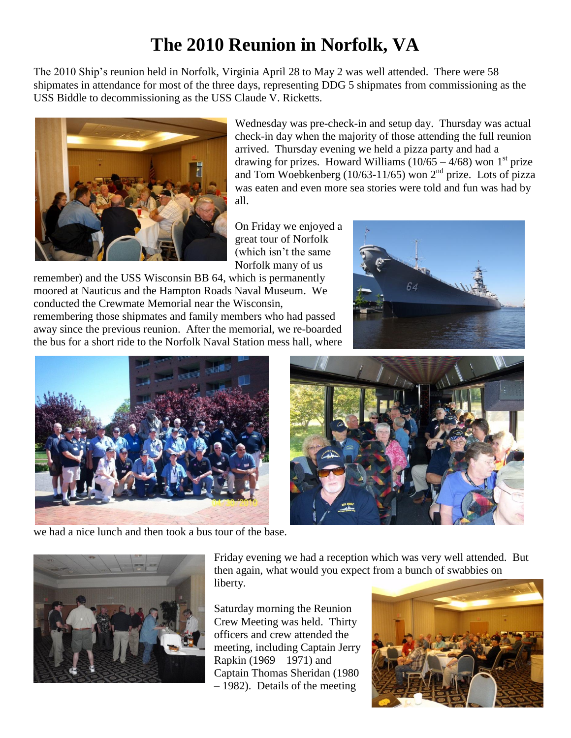# The 2010 Reunion in Norfolk, VA

The 2010 Ship's reunion held in Norfolk, Virginia April 28 to May 2 was well attended. There were 58 shipmates in attendance for most of the three days, representing DDG 5 shipmates from commissioning as the USS Biddle to decommissioning as the USS Claude V. Ricketts.

Wednesday was pre-check-in and setup day. Thursday was actual check-in day when the majority of those attending the full reunion arrived. Thursday evening we held a pizza party and had a drawing for prizes. Howard Williams (10/65 – 4/68) won 1st prize and Tom Woebkenberg (10/63-11/65) won 2nd prize. Lots of pizza was eaten and even more sea stories were told and fun was had by all.

On Friday we enjoyed a great tour of Norfolk (which isn't the same Norfolk many of us remember) and the USS Wisconsin BB 64, which is permanently moored at Nauticus and the Hampton Roads Naval Museum. We conducted the Crewmate Memorial near the Wisconsin, remembering those shipmates and family members who had passed away since the previous reunion. After the memorial, we re-boarded the bus for a short ride to the Norfolk Naval Station mess hall, where we had a nice lunch and then took a bus tour of the base.

Friday evening we had a reception which was very well attended. But then again, what would you expect from a bunch of swabbies on liberty.

Saturday morning the Reunion Crew Meeting was held. Thirty officers and crew attended the meeting, including Captain Jerry Rapkin (1969 – 1971) and Captain Thomas Sheridan (1980 – 1982). Details of the meeting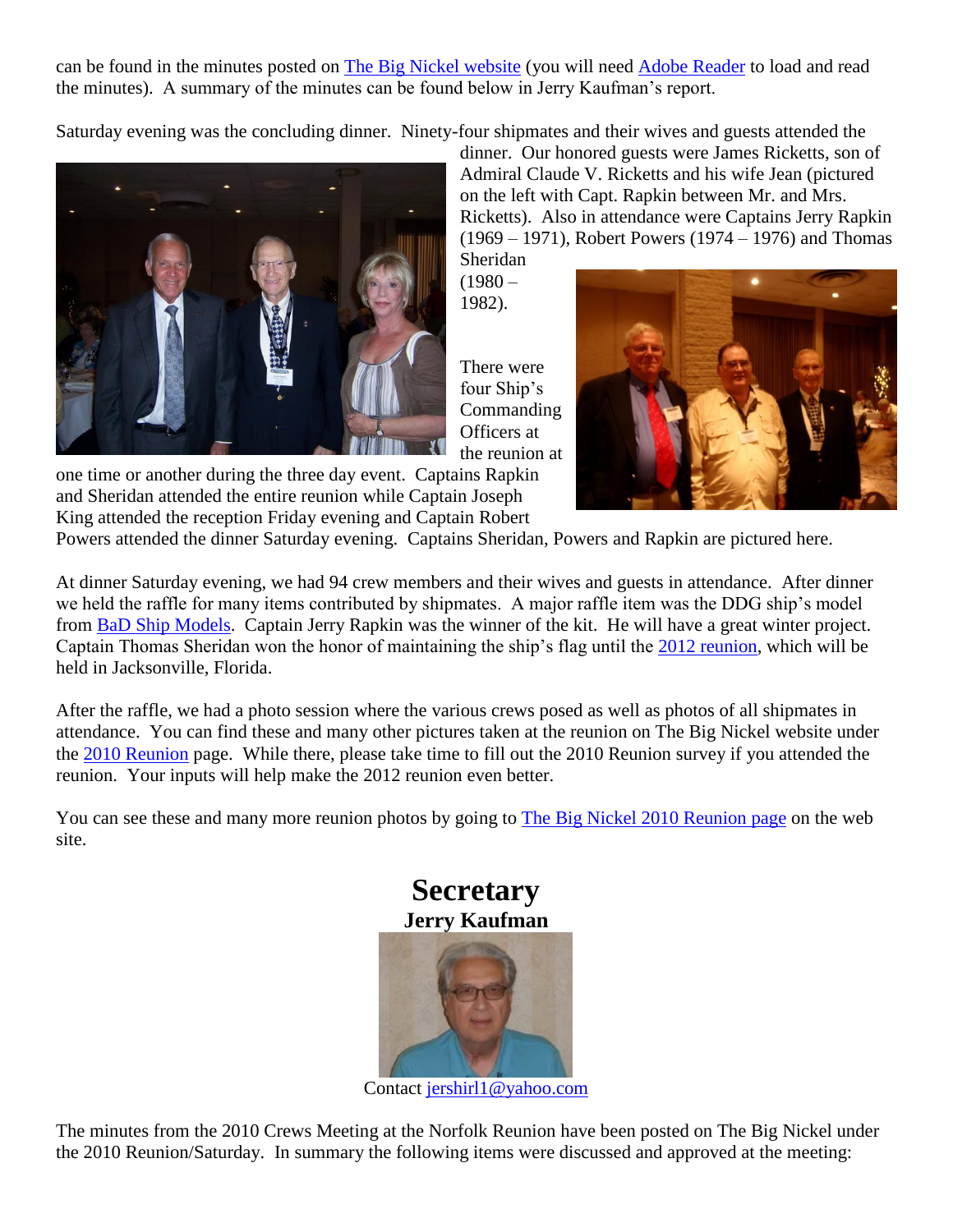can be found in the minutes posted on The Big Nickel website (you will need Adobe Reader to load and read the minutes). A summary of the minutes can be found below in Jerry Kaufman's report.

Saturday evening was the concluding dinner. Ninety-four shipmates and their wives and guests attended the dinner. Our honored guests were James Ricketts, son of Admiral Claude V. Ricketts and his wife Jean (pictured on the left with Capt. Rapkin between Mr. and Mrs. Ricketts). Also in attendance were Captains Jerry Rapkin (1969 – 1971), Robert Powers (1974 – 1976) and Thomas Sheridan (1980 – 1982).

There were four Ship's Commanding Officers at the reunion at one time or another during the three day event. Captains Rapkin and Sheridan attended the entire reunion while Captain Joseph King attended the reception Friday evening and Captain Robert Powers attended the dinner Saturday evening. Captains Sheridan, Powers and Rapkin are pictured here.

At dinner Saturday evening, we had 94 crew members and their wives and guests in attendance. After dinner we held the raffle for many items contributed by shipmates. A major raffle item was the DDG ship's model from BaD Ship Models. Captain Jerry Rapkin was the winner of the kit. He will have a great winter project. Captain Thomas Sheridan won the honor of maintaining the ship's flag until the 2012 reunion, which will be held in Jacksonville, Florida.

After the raffle, we had a photo session where the various crews posed as well as photos of all shipmates in attendance. You can find these and many other pictures taken at the reunion on The Big Nickel website under the 2010 Reunion page. While there, please take time to fill out the 2010 Reunion survey if you attended the reunion. Your inputs will help make the 2012 reunion even better.

You can see these and many more reunion photos by going to The Big Nickel 2010 Reunion page on the web site.

# Secretary

**Jerry Kaufman**

Contact jershirl1@yahoo.com

The minutes from the 2010 Crews Meeting at the Norfolk Reunion have been posted on The Big Nickel under the 2010 Reunion/Saturday. In summary the following items were discussed and approved at the meeting: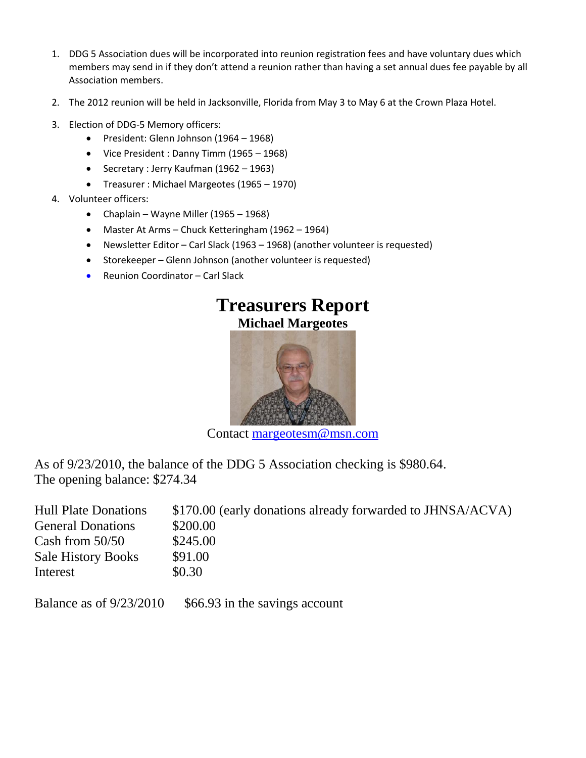1. DDG 5 Association dues will be incorporated into reunion registration fees and have voluntary dues which members may send in if they don't attend a reunion rather than having a set annual dues fee payable by all Association members.

2. The 2012 reunion will be held in Jacksonville, Florida from May 3 to May 6 at the Crown Plaza Hotel.

3. Election of DDG-5 Memory officers:
   - President: Glenn Johnson (1964 – 1968)
   - Vice President : Danny Timm (1965 – 1968)
   - Secretary : Jerry Kaufman (1962 – 1963)
   - Treasurer : Michael Margeotes (1965 – 1970)

4. Volunteer officers:
   - Chaplain – Wayne Miller (1965 – 1968)
   - Master At Arms – Chuck Ketteringham (1962 – 1964)
   - Newsletter Editor – Carl Slack (1963 – 1968) (another volunteer is requested)
   - Storekeeper – Glenn Johnson (another volunteer is requested)
   - Reunion Coordinator – Carl Slack

# Treasurers Report

## Michael Margeotes

Contact margeotesm@msn.com

As of 9/23/2010, the balance of the DDG 5 Association checking is $980.64.
The opening balance: $274.34

| | |
|---|---|
| Hull Plate Donations | $170.00 (early donations already forwarded to JHNSA/ACVA) |
| General Donations | $200.00 |
| Cash from 50/50 | $245.00 |
| Sale History Books | $91.00 |
| Interest | $0.30 |

Balance as of 9/23/2010 $66.93 in the savings account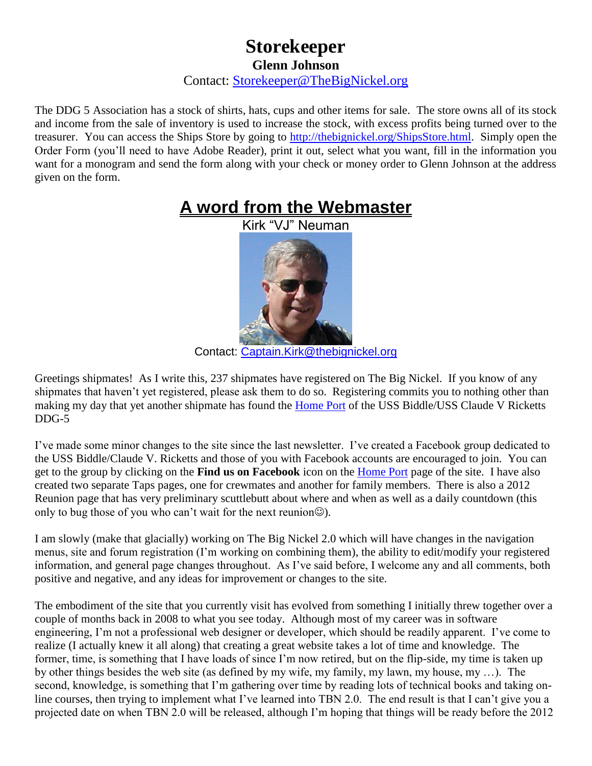# Storekeeper

**Glenn Johnson**

Contact: [Storekeeper@TheBigNickel.org](mailto:Storekeeper@TheBigNickel.org)

The DDG 5 Association has a stock of shirts, hats, cups and other items for sale. The store owns all of its stock and income from the sale of inventory is used to increase the stock, with excess profits being turned over to the treasurer. You can access the Ships Store by going to [http://thebignickel.org/ShipsStore.html](http://thebignickel.org/ShipsStore.html). Simply open the Order Form (you'll need to have Adobe Reader), print it out, select what you want, fill in the information you want for a monogram and send the form along with your check or money order to Glenn Johnson at the address given on the form.

# A word from the Webmaster

Kirk "VJ" Neuman

Contact: [Captain.Kirk@thebignickel.org](mailto:Captain.Kirk@thebignickel.org)

Greetings shipmates! As I write this, 237 shipmates have registered on The Big Nickel. If you know of any shipmates that haven't yet registered, please ask them to do so. Registering commits you to nothing other than making my day that yet another shipmate has found the Home Port of the USS Biddle/USS Claude V Ricketts DDG-5

I've made some minor changes to the site since the last newsletter. I've created a Facebook group dedicated to the USS Biddle/Claude V. Ricketts and those of you with Facebook accounts are encouraged to join. You can get to the group by clicking on the **Find us on Facebook** icon on the Home Port page of the site. I have also created two separate Taps pages, one for crewmates and another for family members. There is also a 2012 Reunion page that has very preliminary scuttlebutt about where and when as well as a daily countdown (this only to bug those of you who can't wait for the next reunion☺).

I am slowly (make that glacially) working on The Big Nickel 2.0 which will have changes in the navigation menus, site and forum registration (I'm working on combining them), the ability to edit/modify your registered information, and general page changes throughout. As I've said before, I welcome any and all comments, both positive and negative, and any ideas for improvement or changes to the site.

The embodiment of the site that you currently visit has evolved from something I initially threw together over a couple of months back in 2008 to what you see today. Although most of my career was in software engineering, I'm not a professional web designer or developer, which should be readily apparent. I've come to realize (I actually knew it all along) that creating a great website takes a lot of time and knowledge. The former, time, is something that I have loads of since I'm now retired, but on the flip-side, my time is taken up by other things besides the web site (as defined by my wife, my family, my lawn, my house, my …). The second, knowledge, is something that I'm gathering over time by reading lots of technical books and taking on-line courses, then trying to implement what I've learned into TBN 2.0. The end result is that I can't give you a projected date on when TBN 2.0 will be released, although I'm hoping that things will be ready before the 2012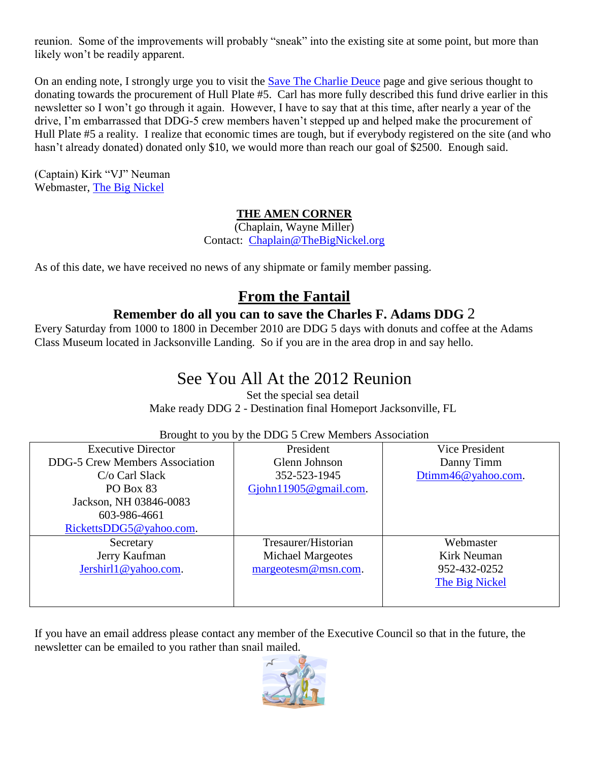reunion. Some of the improvements will probably "sneak" into the existing site at some point, but more than likely won't be readily apparent.

On an ending note, I strongly urge you to visit the Save The Charlie Deuce page and give serious thought to donating towards the procurement of Hull Plate #5. Carl has more fully described this fund drive earlier in this newsletter so I won't go through it again. However, I have to say that at this time, after nearly a year of the drive, I'm embarrassed that DDG-5 crew members haven't stepped up and helped make the procurement of Hull Plate #5 a reality. I realize that economic times are tough, but if everybody registered on the site (and who hasn't already donated) donated only $10, we would more than reach our goal of $2500. Enough said.

(Captain) Kirk "VJ" Neuman
Webmaster, The Big Nickel

**THE AMEN CORNER**

(Chaplain, Wayne Miller)
Contact: Chaplain@TheBigNickel.org

As of this date, we have received no news of any shipmate or family member passing.

## From the Fantail

**Remember do all you can to save the Charles F. Adams DDG 2**

Every Saturday from 1000 to 1800 in December 2010 are DDG 5 days with donuts and coffee at the Adams Class Museum located in Jacksonville Landing. So if you are in the area drop in and say hello.

# See You All At the 2012 Reunion

Set the special sea detail
Make ready DDG 2 - Destination final Homeport Jacksonville, FL

Brought to you by the DDG 5 Crew Members Association

| | | |
|---|---|---|
| Executive Director<br>DDG-5 Crew Members Association<br>C/o Carl Slack<br>PO Box 83<br>Jackson, NH 03846-0083<br>603-986-4661<br>RickettsDDG5@yahoo.com. | President<br>Glenn Johnson<br>352-523-1945<br>Gjohn11905@gmail.com. | Vice President<br>Danny Timm<br>Dtimm46@yahoo.com. |
| Secretary<br>Jerry Kaufman<br>Jershirl1@yahoo.com. | Tresaurer/Historian<br>Michael Margeotes<br>margeotesm@msn.com. | Webmaster<br>Kirk Neuman<br>952-432-0252<br>The Big Nickel |

If you have an email address please contact any member of the Executive Council so that in the future, the newsletter can be emailed to you rather than snail mailed.